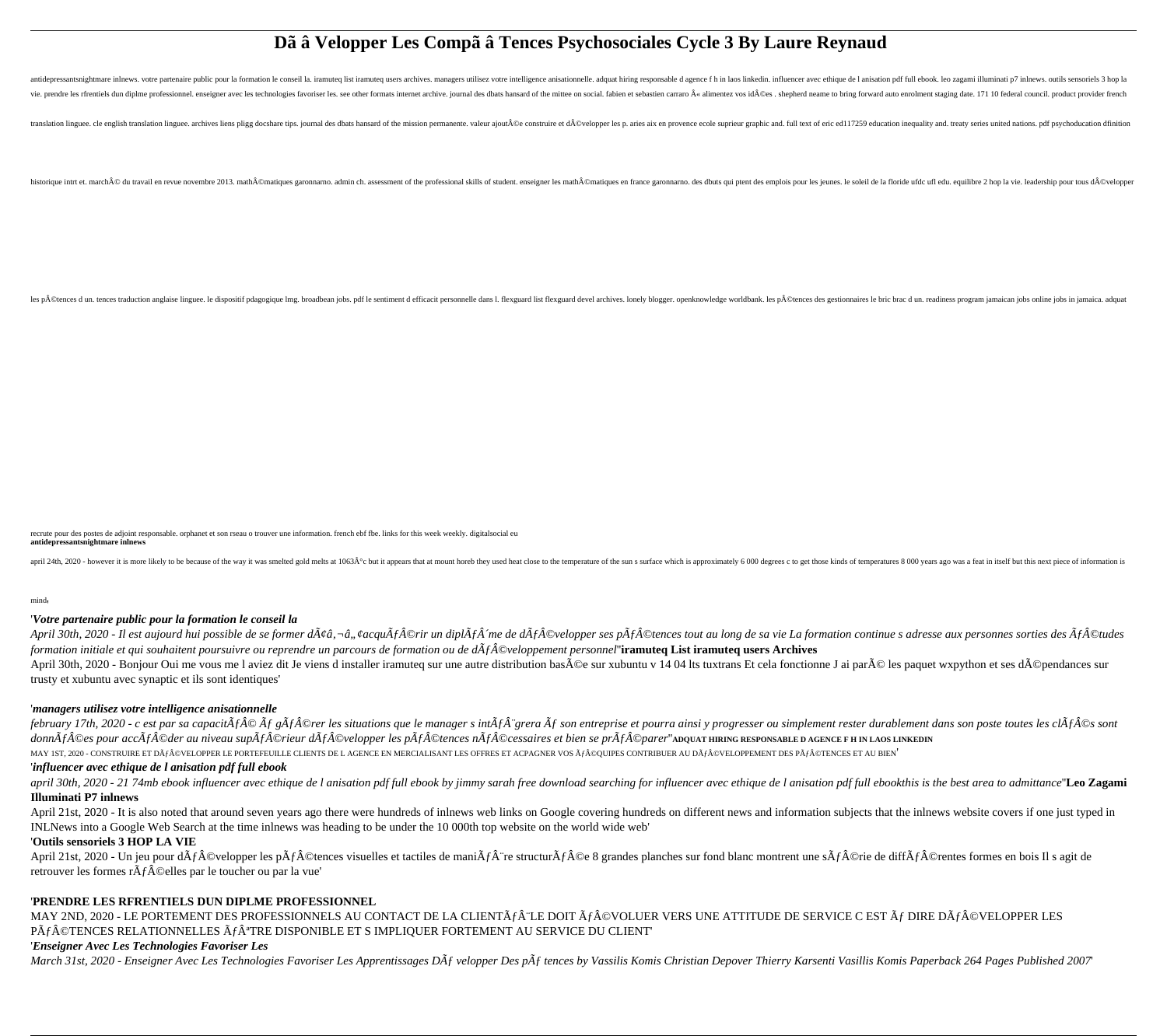# Dã â Velopper Les Compã â Tences Psychosociales Cycle 3 By Laure Reynaud

antidepressantsnightmare inlnews. votre partenaire public pour la formation le conseil la. iramuteq list iramuteq users archives. managers utilisez votre intelligence anisationnelle. adquat hiring responsable d agence f h in laos linkedin. influencer avec ethique de l anisation pdf full ebook. leo zagami illuminati p7 inlnews. outils sensoriels 3 hop la vie. prendre les rfrentiels dun diplme professionnel. enseigner avec les technologies favoriser les. see other formats internet archive. journal des dbats hansard of the mittee on social. fabien et sebastien carraro Â« alimentez vos idÃ©es . shepherd neame to bring forward auto enrolment staging date. 171 10 federal council. product provider french translation linguee. cle english translation linguee. archives liens pligg docshare tips. journal des dbats hansard of the mission permanente. valeur ajoutÃ©e construire et dÃ©velopper les p. aries aix en provence ecole suprieur graphic and. full text of eric ed117259 education inequality and. treaty series united nations. pdf psychoducation dfinition historique intrt et. marchÃ© du travail en revue novembre 2013. mathÃ©matiques garonnarno. admin ch. assessment of the professional skills of student. enseigner les mathÃ©matiques en france garonnarno. des dbuts qui ptent des emplois pour les jeunes. le soleil de la floride ufdc ufl edu. equilibre 2 hop la vie. leadership pour tous dÃ©velopper les pÃ©tences d un. tences traduction anglaise linguee. le dispositif pdagogique lmg. broadbean jobs. pdf le sentiment d efficacit personnelle dans l. flexguard list flexguard devel archives. lonely blogger. openknowledge worldbank. les pÃ©tences des gestionnaires le bric brac d un. readiness program jamaican jobs online jobs in jamaica. adquat recrute pour des postes de adjoint responsable. orphanet et son rseau o trouver une information. french ebf fbe. links for this week weekly. digitalsocial eu

**antidepressantsnightmare inlnews**

april 24th, 2020 - however it is more likely to be because of the way it was smelted gold melts at 1063Â°c but it appears that at mount horeb they used heat close to the temperature of the sun s surface which is approximately 6 000 degrees c to get those kinds of temperatures 8 000 years ago was a feat in itself but this next piece of information is mind'

'***Votre partenaire public pour la formation le conseil la***

*April 30th, 2020 - Il est aujourd hui possible de se former dÃ¢â‚¬â„¢acquÃƒÂ©rir un diplÃƒÂ´me de dÃƒÂ©velopper ses pÃƒÂ©tences tout au long de sa vie La formation continue s adresse aux personnes sorties des ÃƒÂ©tudes formation initiale et qui souhaitent poursuivre ou reprendre un parcours de formation ou de dÃƒÂ©veloppement personnel*''**iramuteq List iramuteq users Archives**

April 30th, 2020 - Bonjour Oui me vous me l aviez dit Je viens d installer iramuteq sur une autre distribution basÃ©e sur xubuntu v 14 04 lts tuxtrans Et cela fonctionne J ai parÃ© les paquet wxpython et ses dÃ©pendances sur trusty et xubuntu avec synaptic et ils sont identiques'

'***managers utilisez votre intelligence anisationnelle***

*february 17th, 2020 - c est par sa capacitÃƒÂ© Ãƒ gÃƒÂ©rer les situations que le manager s intÃƒÂ¨grera Ãƒ son entreprise et pourra ainsi y progresser ou simplement rester durablement dans son poste toutes les clÃƒÂ©s sont donnÃƒÂ©es pour accÃƒÂ©der au niveau supÃƒÂ©rieur dÃƒÂ©velopper les pÃƒÂ©tences nÃƒÂ©cessaires et bien se prÃƒÂ©parer*''**ADQUAT HIRING RESPONSABLE D AGENCE F H IN LAOS LINKEDIN**

MAY 1ST, 2020 - CONSTRUIRE ET DÃƒÂ©VELOPPER LE PORTEFEUILLE CLIENTS DE L AGENCE EN MERCIALISANT LES OFFRES ET ACPAGNER VOS ÃƒÂ©QUIPES CONTRIBUER AU DÃƒÂ©VELOPPEMENT DES PÃƒÂ©TENCES ET AU BIEN'

'***influencer avec ethique de l anisation pdf full ebook***

*april 30th, 2020 - 21 74mb ebook influencer avec ethique de l anisation pdf full ebook by jimmy sarah free download searching for influencer avec ethique de l anisation pdf full ebookthis is the best area to admittance*''**Leo Zagami Illuminati P7 inlnews**

April 21st, 2020 - It is also noted that around seven years ago there were hundreds of inlnews web links on Google covering hundreds on different news and information subjects that the inlnews website covers if one just typed in INLNews into a Google Web Search at the time inlnews was heading to be under the 10 000th top website on the world wide web'

'**Outils sensoriels 3 HOP LA VIE**

April 21st, 2020 - Un jeu pour dÃƒÂ©velopper les pÃƒÂ©tences visuelles et tactiles de maniÃƒÂ¨re structurÃƒÂ©e 8 grandes planches sur fond blanc montrent une sÃƒÂ©rie de diffÃƒÂ©rentes formes en bois Il s agit de retrouver les formes rÃƒÂ©elles par le toucher ou par la vue'

'**PRENDRE LES RFRENTIELS DUN DIPLME PROFESSIONNEL**

MAY 2ND, 2020 - LE PORTEMENT DES PROFESSIONNELS AU CONTACT DE LA CLIENTÃƒÂ¨LE DOIT ÃƒÂ©VOLUER VERS UNE ATTITUDE DE SERVICE C EST Ãƒ DIRE DÃƒÂ©VELOPPER LES PÃƒÂ©TENCES RELATIONNELLES ÃƒÂªTRE DISPONIBLE ET S IMPLIQUER FORTEMENT AU SERVICE DU CLIENT'

'***Enseigner Avec Les Technologies Favoriser Les***

*March 31st, 2020 - Enseigner Avec Les Technologies Favoriser Les Apprentissages DÃƒ velopper Des pÃƒ tences by Vassilis Komis Christian Depover Thierry Karsenti Vasillis Komis Paperback 264 Pages Published 2007*'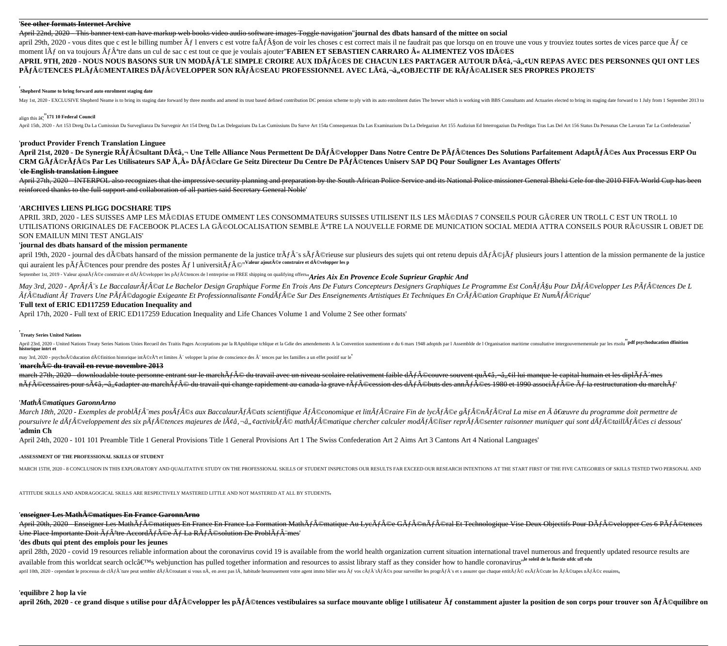'**~~See other formats Internet Archive~~**

~~April 22nd, 2020 - This banner text can have markup web books video audio software images Toggle navigation~~'**journal des dbats hansard of the mittee on social**

april 29th, 2020 - vous dites que c est le billing number Ãƒ l envers c est votre faÃƒÂ§on de voir les choses c est correct mais il ne faudrait pas que lorsqu on en trouve une vous y trouviez toutes sortes de vices parce que Ãƒ ce moment lÃƒ on va toujours ÃƒÂªtre dans un cul de sac c est tout ce que je voulais ajouter'**FABIEN ET SEBASTIEN CARRARO Â« ALIMENTEZ VOS IDÃ©ES**

**APRIL 9TH, 2020 - NOUS NOUS BASONS SUR UN MODÃƒÂ¨LE SIMPLE CROIRE AUX IDÃƒÂ©ES DE CHACUN LES PARTAGER AUTOUR DÃ¢â‚¬â„¢UN REPAS AVEC DES PERSONNES QUI ONT LES PÃƒÂ©TENCES PLÃƒÂ©MENTAIRES DÃƒÂ©VELOPPER SON RÃƒÂ©SEAU PROFESSIONNEL AVEC LÃ¢â‚¬â„¢OBJECTIF DE RÃƒÂ©ALISER SES PROPRES PROJETS**'

'**Shepherd Neame to bring forward auto enrolment staging date**

May 1st, 2020 - EXCLUSIVE Shepherd Neame is to bring its staging date forward by three months and amend its trust based defined contribution DC pension scheme to ply with its auto enrolment duties The brewer which is working with BBS Consultants and Actuaries elected to bring its staging date forward to 1 July from 1 September 2013 to align this â€¦'**171 10 Federal Council**

April 15th, 2020 - Art 153 Dretg Da La Cumissiun Da Surveglianza Da Survegnir Art 154 Dretg Da Las Delegaziuns Da Las Cumissiuns Da Surve Art 154a Consequenzas Da Las Examinaziuns Da La Delegaziun Art 155 Audiziun Ed Interrogaziun Da Perditgas Tras Las Del Art 156 Status Da Persunas Che Lavuran Tar La Confederaziun'

'**product Provider French Translation Linguee**

**April 21st, 2020 - De Synergie RÃƒÂ©sultant DÃ¢â‚¬ Une Telle Alliance Nous Permettent De DÃƒÂ©velopper Dans Notre Centre De PÃƒÂ©tences Des Solutions Parfaitement AdaptÃƒÂ©es Aux Processus ERP Ou CRM GÃƒÂ©rÃƒÂ©s Par Les Utilisateurs SAP Ã‚Â» DÃƒÂ©clare Ge Seitz Directeur Du Centre De PÃƒÂ©tences Uniserv SAP DQ Pour Souligner Les Avantages Offerts**'

'**~~cle English translation Linguee~~**

~~April 27th, 2020 - INTERPOL also recognizes that the impressive security planning and preparation by the South African Police Service and its National Police missioner General Bheki Cele for the 2010 FIFA World Cup has been reinforced thanks to the full support and collaboration of all parties said Secretary General Noble~~'

'**ARCHIVES LIENS PLIGG DOCSHARE TIPS**

APRIL 3RD, 2020 - LES SUISSES AMP LES MÃ©DIAS ETUDE OMMENT LES CONSOMMATEURS SUISSES UTILISENT ILS LES MÃ©DIAS 7 CONSEILS POUR GÃ©RER UN TROLL C EST UN TROLL 10 UTILISATIONS ORIGINALES DE FACEBOOK PLACES LA GÃ©OLOCALISATION SEMBLE ÃªTRE LA NOUVELLE FORME DE MUNICATION SOCIAL MEDIA ATTRA CONSEILS POUR RÃ©USSIR L OBJET DE SON EMAILUN MINI TEST ANGLAIS'

'**journal des dbats hansard of the mission permanente**

april 19th, 2020 - journal des dÃ©bats hansard of the mission permanente de la justice trÃƒÂ¨s sÃƒÂ©rieuse sur plusieurs des sujets qui ont retenu depuis dÃƒÂ©jÃƒ plusieurs jours l attention de la mission permanente de la justice qui auraient les pÃƒÂ©tences pour prendre des postes Ãƒ l universitÃƒÂ©'**Valeur ajoutÃ©e construire et dÃ©velopper les p**

September 1st, 2019 - Valeur ajoutÃƒÂ©e construire et dÃƒÂ©velopper les pÃƒÂ©tences de l entreprise on FREE shipping on qualifying offers'*Aries Aix En Provence Ecole Suprieur Graphic And*

*May 3rd, 2020 - AprÃƒÂ¨s Le BaccalaurÃƒÂ©at Le Bachelor Design Graphique Forme En Trois Ans De Futurs Concepteurs Designers Graphiques Le Programme Est ConÃƒÂ§u Pour DÃƒÂ©velopper Les PÃƒÂ©tences De L ÃƒÂ©tudiant Ãƒ Travers Une PÃƒÂ©dagogie Exigeante Et Professionnalisante FondÃƒÂ©e Sur Des Enseignements Artistiques Et Techniques En CrÃƒÂ©ation Graphique Et NumÃƒÂ©rique*'

'**Full text of ERIC ED117259 Education Inequality and**

April 17th, 2020 - Full text of ERIC ED117259 Education Inequality and Life Chances Volume 1 and Volume 2 See other formats'

'**Treaty Series United Nations**

April 23rd, 2020 - United Nations Treaty Series Nations Unies Recueil des Traitis Pages Acceptations par la RApublique tchlque et la Gdie des amendements A la Convention susmentionn e du 6 mars 1948 adoptds par l Assemblde de l Organisation maritime consultative intergouvernementale par les rtsolu'**pdf psychoducation dfinition historique intrt et**

may 3rd, 2020 - psychoÃ©ducation dÃ©finition historique intÃ©rÃªt et limites Ã´ velopper la prise de conscience des Ã´ tences par les familles a un effet positif sur le'

'**~~marchÃ© du travail en revue novembre 2013~~**

~~march 27th, 2020 - downloadable toute personne entrant sur le marchÃƒÂ© du travail avec un niveau scolaire relativement faible dÃƒÂ©couvre souvent quÃ¢â‚¬â„¢il lui manque le capital humain et les diplÃƒÂ´mes nÃƒÂ©cessaires pour sÃ¢â‚¬â„¢adapter au marchÃƒÂ© du travail qui change rapidement au canada la grave rÃƒÂ©cession des dÃƒÂ©buts des annÃƒÂ©es 1980 et 1990 associÃƒÂ©e Ãƒ la restructuration du marchÃƒ~~'

'*MathÃ©matiques GaronnArno*

*March 18th, 2020 - Exemples de problÃƒÂ¨mes posÃƒÂ©s aux BaccalaurÃƒÂ©ats scientifique ÃƒÂ©conomique et littÃƒÂ©raire Fin de lycÃƒÂ©e gÃƒÂ©nÃƒÂ©ral La mise en Ã â€œuvre du programme doit permettre de poursuivre le dÃƒÂ©veloppement des six pÃƒÂ©tences majeures de lÃ¢â‚¬â„¢activitÃƒÂ© mathÃƒÂ©matique chercher calculer modÃƒÂ©liser reprÃƒÂ©senter raisonner muniquer qui sont dÃƒÂ©taillÃƒÂ©es ci dessous*'

'**admin Ch**

April 24th, 2020 - 101 101 Preamble Title 1 General Provisions Title 1 General Provisions Art 1 The Swiss Confederation Art 2 Aims Art 3 Cantons Art 4 National Languages'

'**ASSESSMENT OF THE PROFESSIONAL SKILLS OF STUDENT**

MARCH 15TH, 2020 - 8 CONCLUSION IN THIS EXPLORATORY AND QUALITATIVE STUDY ON THE PROFESSIONAL SKILLS OF STUDENT INSPECTORS OUR RESULTS FAR EXCEED OUR RESEARCH INTENTIONS AT THE START FIRST OF THE FIVE CATEGORIES OF SKILLS TESTED TWO PERSONAL AND ATTITUDE SKILLS AND ANDRAGOGICAL SKILLS ARE RESPECTIVELY MASTERED LITTLE AND NOT MASTERED AT ALL BY STUDENTS'

'**~~enseigner Les MathÃ©matiques En France GaronnArno~~**

~~April 20th, 2020 - Enseigner Les MathÃƒÂ©matiques En France En France La Formation MathÃƒÂ©matique Au LycÃƒÂ©e GÃƒÂ©nÃƒÂ©ral Et Technologique Vise Deux Objectifs Pour DÃƒÂ©velopper Ces 6 PÃƒÂ©tences Une Place Importante Doit ÃƒÂªtre AccordÃƒÂ©e Ãƒ La RÃƒÂ©solution De ProblÃƒÂ¨mes~~'

'**des dbuts qui ptent des emplois pour les jeunes**

april 28th, 2020 - covid 19 resources reliable information about the coronavirus covid 19 is available from the world health organization current situation international travel numerous and frequently updated resource results are available from this worldcat search oclcâ€™s webjunction has pulled together information and resources to assist library staff as they consider how to handle coronavirus'**le soleil de la floride ufdc ufl edu**

april 10th, 2020 - cependant le processus de clÃƒÂ´ture peut sembler dÃƒÂ©routant si vous nÃ' en avez pas lÃ' habitude heureusement votre agent immo bilier sera Ãƒ vos cÃƒÂ´tÃƒÂ©s pour surveiller les progrÃƒÂ¨s et s assurer que chaque entitÃƒÂ© exÃƒÂ©cute les ÃƒÂ©tapes nÃƒÂ©c essaires'

'**equilibre 2 hop la vie**

**april 26th, 2020 - ce grand disque s utilise pour dÃƒÂ©velopper les pÃƒÂ©tences vestibulaires sa surface mouvante oblige l utilisateur Ãƒ constamment ajuster la position de son corps pour trouver son ÃƒÂ©quilibre on**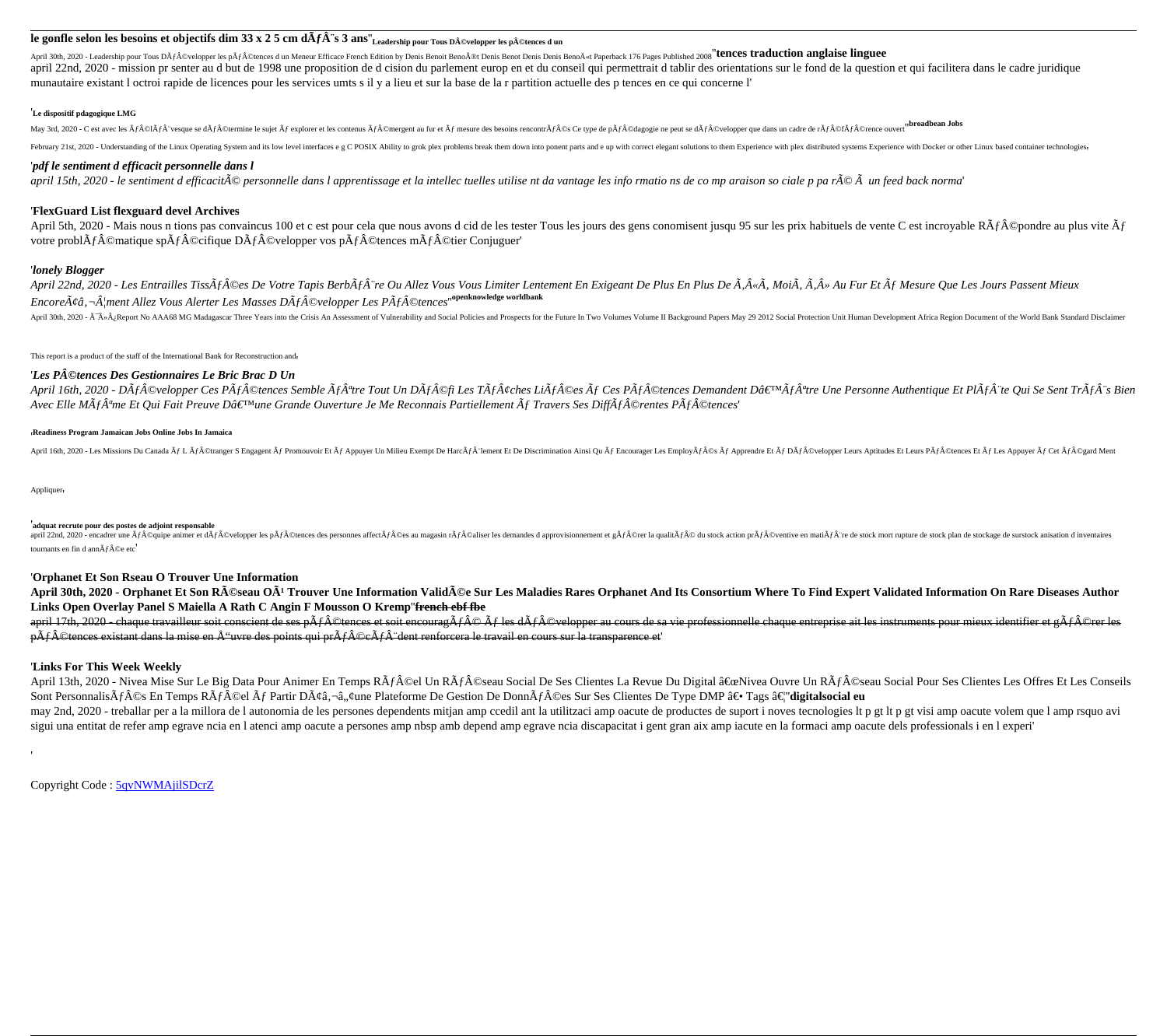**le gonfle selon les besoins et objectifs dim 33 x 2 5 cm dÃƒÂ¨s 3 ans**''**Leadership pour Tous DÃ©velopper les pÃ©tences d un**

April 30th, 2020 - Leadership pour Tous DÃƒÂ©velopper les pÃƒÂ©tences d un Meneur Efficace French Edition by Denis Benoit BenoÃ®t Denis Benot Denis Denis BenoÃ«t Paperback 176 Pages Published 2008''**tences traduction anglaise linguee**

april 22nd, 2020 - mission pr senter au d but de 1998 une proposition de d cision du parlement europ en et du conseil qui permettrait d tablir des orientations sur le fond de la question et qui facilitera dans le cadre juridique munautaire existant l octroi rapide de licences pour les services umts s il y a lieu et sur la base de la r partition actuelle des p tences en ce qui concerne l'

'**Le dispositif pdagogique LMG**

May 3rd, 2020 - C est avec les ÃƒÂ©lÃƒÂ¨vesque se dÃƒÂ©termine le sujet Ãƒ explorer et les contenus ÃƒÂ©mergent au fur et Ãƒ mesure des besoins rencontrÃƒÂ©s Ce type de pÃƒÂ©dagogie ne peut se dÃƒÂ©velopper que dans un cadre de rÃƒÂ©fÃƒÂ©rence ouvert''**broadbean Jobs**

February 21st, 2020 - Understanding of the Linux Operating System and its low level interfaces e g C POSIX Ability to grok plex problems break them down into ponent parts and e up with correct elegant solutions to them Experience with plex distributed systems Experience with Docker or other Linux based container technologies,

'***pdf le sentiment d efficacit personnelle dans l***

*april 15th, 2020 - le sentiment d efficacitÃ© personnelle dans l apprentissage et la intellec tuelles utilise nt da vantage les info rmatio ns de co mp araison so ciale p pa rÃ© Ã  un feed back norma*'

'**FlexGuard List flexguard devel Archives**

April 5th, 2020 - Mais nous n tions pas convaincus 100 et c est pour cela que nous avons d cid de les tester Tous les jours des gens conomisent jusqu 95 sur les prix habituels de vente C est incroyable RÃƒÂ©pondre au plus vite Ãƒ votre problÃƒÂ©matique spÃƒÂ©cifique DÃƒÂ©velopper vos pÃƒÂ©tences mÃƒÂ©tier Conjuguer'

'***lonely Blogger***

*April 22nd, 2020 - Les Entrailles TissÃƒÂ©es De Votre Tapis BerbÃƒÂ¨re Ou Allez Vous Vous Limiter Lentement En Exigeant De Plus En Plus De Ã‚Â«Ã‚ MoiÃ‚ Ã‚Â» Au Fur Et Ãƒ Mesure Que Les Jours Passent Mieux EncoreÃ¢â‚¬Â¦ment Allez Vous Alerter Les Masses DÃƒÂ©velopper Les PÃƒÂ©tences*''**openknowledge worldbank**

April 30th, 2020 - Ã¯Â»Â¿Report No AAA68 MG Madagascar Three Years into the Crisis An Assessment of Vulnerability and Social Policies and Prospects for the Future In Two Volumes Volume II Background Papers May 29 2012 Social Protection Unit Human Development Africa Region Document of the World Bank Standard Disclaimer

This report is a product of the staff of the International Bank for Reconstruction and,

'***Les PÃ©tences Des Gestionnaires Le Bric Brac D Un***

*April 16th, 2020 - DÃƒÂ©velopper Ces PÃƒÂ©tences Semble ÃƒÂªtre Tout Un DÃƒÂ©fi Les TÃƒÂ¢ches LiÃƒÂ©es Ãƒ Ces PÃƒÂ©tences Demandent DÃ¢â‚¬â„¢ÃƒÂªtre Une Personne Authentique Et PlÃƒÂ¨te Qui Se Sent TrÃƒÂ¨s Bien Avec Elle MÃƒÂªme Et Qui Fait Preuve DÃ¢â‚¬â„¢une Grande Ouverture Je Me Reconnais Partiellement Ãƒ Travers Ses DiffÃƒÂ©rentes PÃƒÂ©tences*'

,**Readiness Program Jamaican Jobs Online Jobs In Jamaica**

April 16th, 2020 - Les Missions Du Canada Ãƒ L ÃƒÂ©tranger S Engagent Ãƒ Promouvoir Et Ãƒ Appuyer Un Milieu Exempt De HarcÃƒÂ¨lement Et De Discrimination Ainsi Qu Ãƒ Encourager Les EmployÃƒÂ©s Ãƒ Apprendre Et Ãƒ DÃƒÂ©velopper Leurs Aptitudes Et Leurs PÃƒÂ©tences Et Ãƒ Les Appuyer Ãƒ Cet ÃƒÂ©gard Ment

Appliquer,

'**adquat recrute pour des postes de adjoint responsable**

april 22nd, 2020 - encadrer une ÃƒÂ©quipe animer et dÃƒÂ©velopper les pÃƒÂ©tences des personnes affectÃƒÂ©es au magasin rÃƒÂ©aliser les demandes d approvisionnement et gÃƒÂ©rer la qualitÃƒÂ© du stock action prÃƒÂ©ventive en matiÃƒÂ¨re de stock mort rupture de stock plan de stockage de surstock anisation d inventaires tournants en fin d annÃƒÂ©e etc'

'**Orphanet Et Son Rseau O Trouver Une Information**

**April 30th, 2020 - Orphanet Et Son RÃ©seau OÃ¹ Trouver Une Information ValidÃ©e Sur Les Maladies Rares Orphanet And Its Consortium Where To Find Expert Validated Information On Rare Diseases Author Links Open Overlay Panel S Maiella A Rath C Angin F Mousson O Kremp**''~~**french ebf fbe**~~

~~april 17th, 2020 - chaque travailleur soit conscient de ses pÃƒÂ©tences et soit encouragÃƒÂ© Ãƒ les dÃƒÂ©velopper au cours de sa vie professionnelle chaque entreprise ait les instruments pour mieux identifier et gÃƒÂ©rer les pÃƒÂ©tences existant dans la mise en Å“uvre des points qui prÃƒÂ©cÃƒÂ¨dent renforcera le travail en cours sur la transparence et'~~

'**Links For This Week Weekly**

April 13th, 2020 - Nivea Mise Sur Le Big Data Pour Animer En Temps RÃƒÂ©el Un RÃƒÂ©seau Social De Ses Clientes La Revue Du Digital â€œNivea Ouvre Un RÃƒÂ©seau Social Pour Ses Clientes Les Offres Et Les Conseils Sont PersonnalisÃƒÂ©s En Temps RÃƒÂ©el Ãƒ Partir DÃ¢â‚¬â„¢une Plateforme De Gestion De DonnÃƒÂ©es Sur Ses Clientes De Type DMP â€• Tags â€¦''**digitalsocial eu**

may 2nd, 2020 - treballar per a la millora de l autonomia de les persones dependents mitjan amp ccedil ant la utilitzaci amp oacute de productes de suport i noves tecnologies lt p gt lt p gt visi amp oacute volem que l amp rsquo avi sigui una entitat de refer amp egrave ncia en l atenci amp oacute a persones amp nbsp amb depend amp egrave ncia discapacitat i gent gran aix amp iacute en la formaci amp oacute dels professionals i en l experi'

'

Copyright Code : 5qvNWMAjilSDcrZ